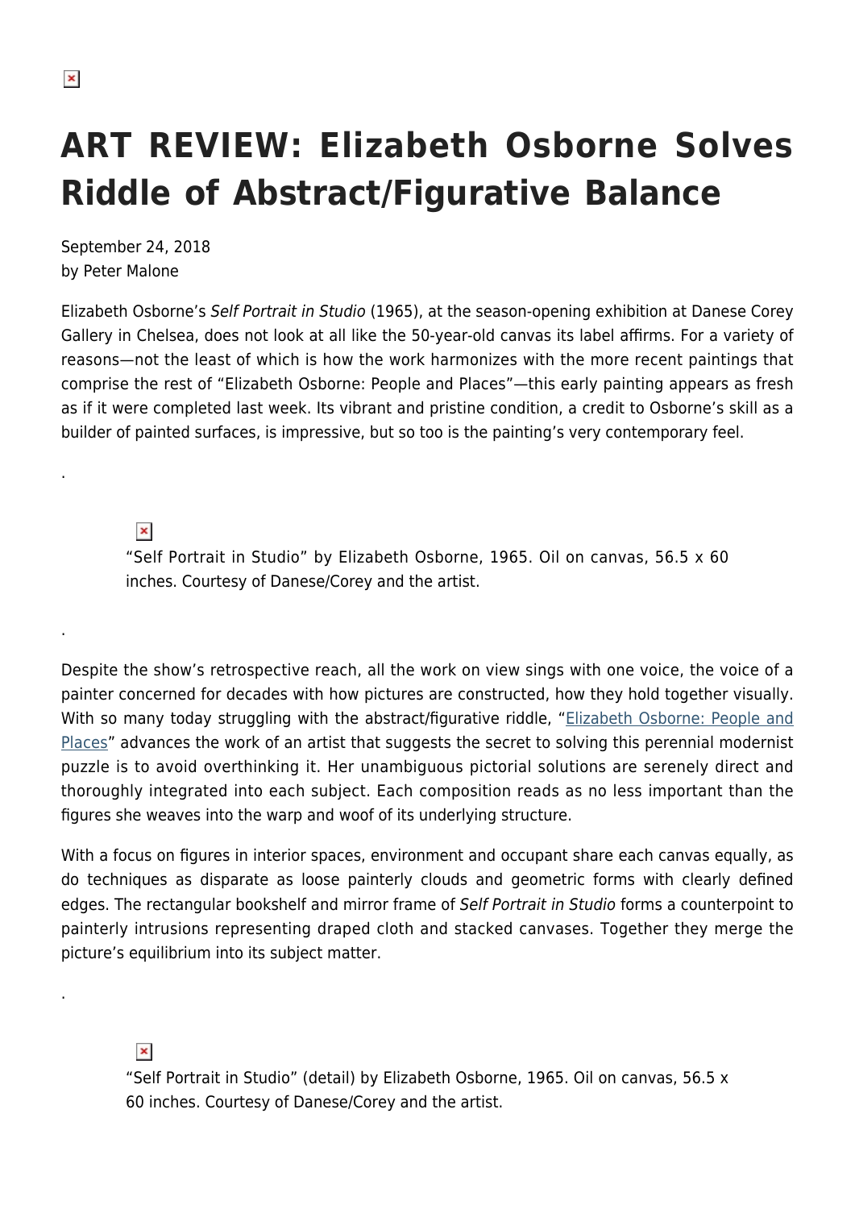# ART REVIEW: Elizabeth Osborne Solves Riddle of Abstract/Figurative Balance

September 24, 2018
by Peter Malone

Elizabeth Osborne's *Self Portrait in Studio* (1965), at the season-opening exhibition at Danese Corey Gallery in Chelsea, does not look at all like the 50-year-old canvas its label affirms. For a variety of reasons—not the least of which is how the work harmonizes with the more recent paintings that comprise the rest of "Elizabeth Osborne: People and Places"—this early painting appears as fresh as if it were completed last week. Its vibrant and pristine condition, a credit to Osborne's skill as a builder of painted surfaces, is impressive, but so too is the painting's very contemporary feel.

.

"Self Portrait in Studio" by Elizabeth Osborne, 1965. Oil on canvas, 56.5 x 60 inches. Courtesy of Danese/Corey and the artist.

.

Despite the show's retrospective reach, all the work on view sings with one voice, the voice of a painter concerned for decades with how pictures are constructed, how they hold together visually. With so many today struggling with the abstract/figurative riddle, "Elizabeth Osborne: People and Places" advances the work of an artist that suggests the secret to solving this perennial modernist puzzle is to avoid overthinking it. Her unambiguous pictorial solutions are serenely direct and thoroughly integrated into each subject. Each composition reads as no less important than the figures she weaves into the warp and woof of its underlying structure.

With a focus on figures in interior spaces, environment and occupant share each canvas equally, as do techniques as disparate as loose painterly clouds and geometric forms with clearly defined edges. The rectangular bookshelf and mirror frame of *Self Portrait in Studio* forms a counterpoint to painterly intrusions representing draped cloth and stacked canvases. Together they merge the picture's equilibrium into its subject matter.

.

"Self Portrait in Studio" (detail) by Elizabeth Osborne, 1965. Oil on canvas, 56.5 x 60 inches. Courtesy of Danese/Corey and the artist.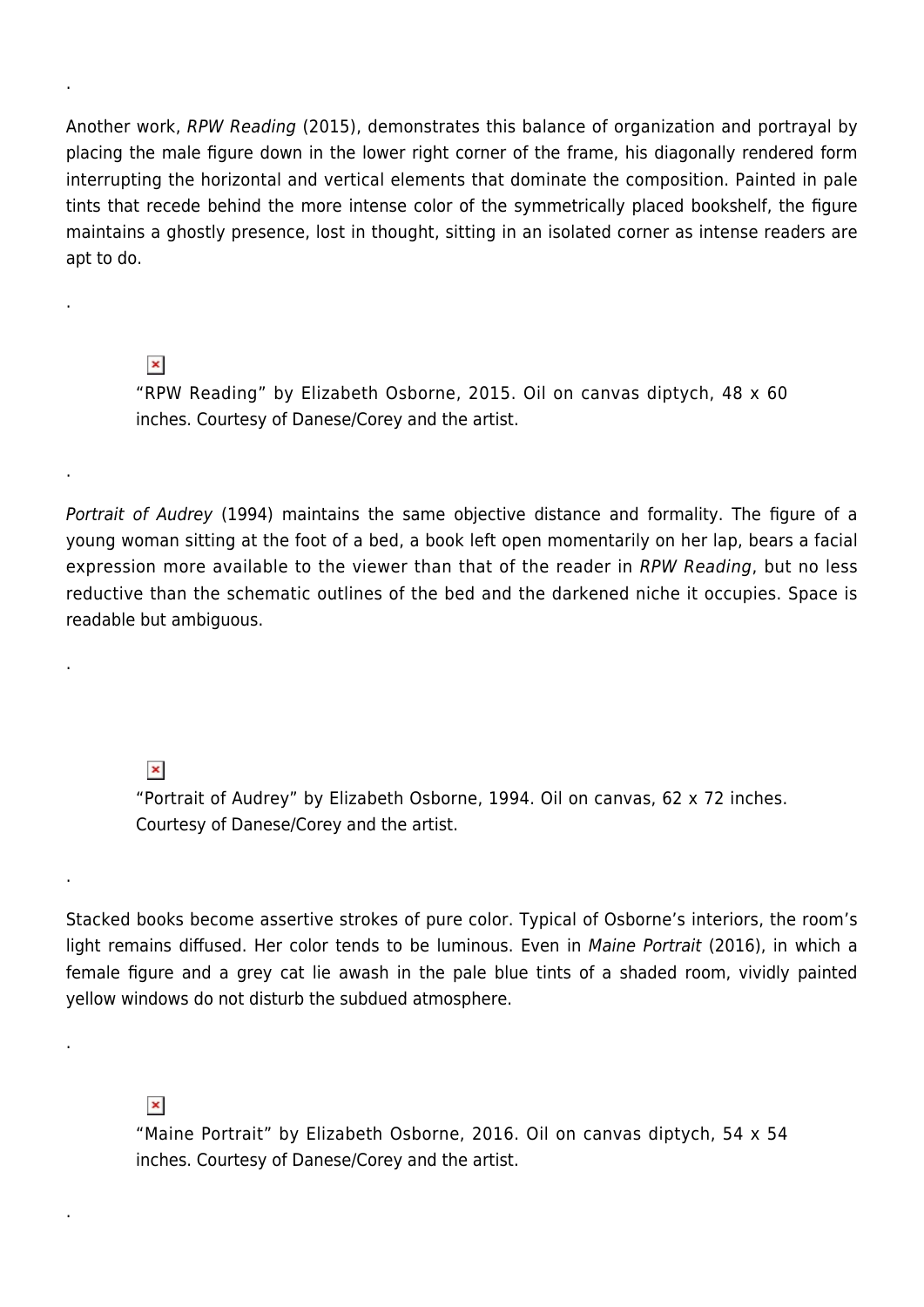.

Another work, *RPW Reading* (2015), demonstrates this balance of organization and portrayal by placing the male figure down in the lower right corner of the frame, his diagonally rendered form interrupting the horizontal and vertical elements that dominate the composition. Painted in pale tints that recede behind the more intense color of the symmetrically placed bookshelf, the figure maintains a ghostly presence, lost in thought, sitting in an isolated corner as intense readers are apt to do.

.

“RPW Reading” by Elizabeth Osborne, 2015. Oil on canvas diptych, 48 x 60 inches. Courtesy of Danese/Corey and the artist.

.

*Portrait of Audrey* (1994) maintains the same objective distance and formality. The figure of a young woman sitting at the foot of a bed, a book left open momentarily on her lap, bears a facial expression more available to the viewer than that of the reader in *RPW Reading*, but no less reductive than the schematic outlines of the bed and the darkened niche it occupies. Space is readable but ambiguous.

.

“Portrait of Audrey” by Elizabeth Osborne, 1994. Oil on canvas, 62 x 72 inches. Courtesy of Danese/Corey and the artist.

.

Stacked books become assertive strokes of pure color. Typical of Osborne’s interiors, the room’s light remains diffused. Her color tends to be luminous. Even in *Maine Portrait* (2016), in which a female figure and a grey cat lie awash in the pale blue tints of a shaded room, vividly painted yellow windows do not disturb the subdued atmosphere.

.

“Maine Portrait” by Elizabeth Osborne, 2016. Oil on canvas diptych, 54 x 54 inches. Courtesy of Danese/Corey and the artist.

.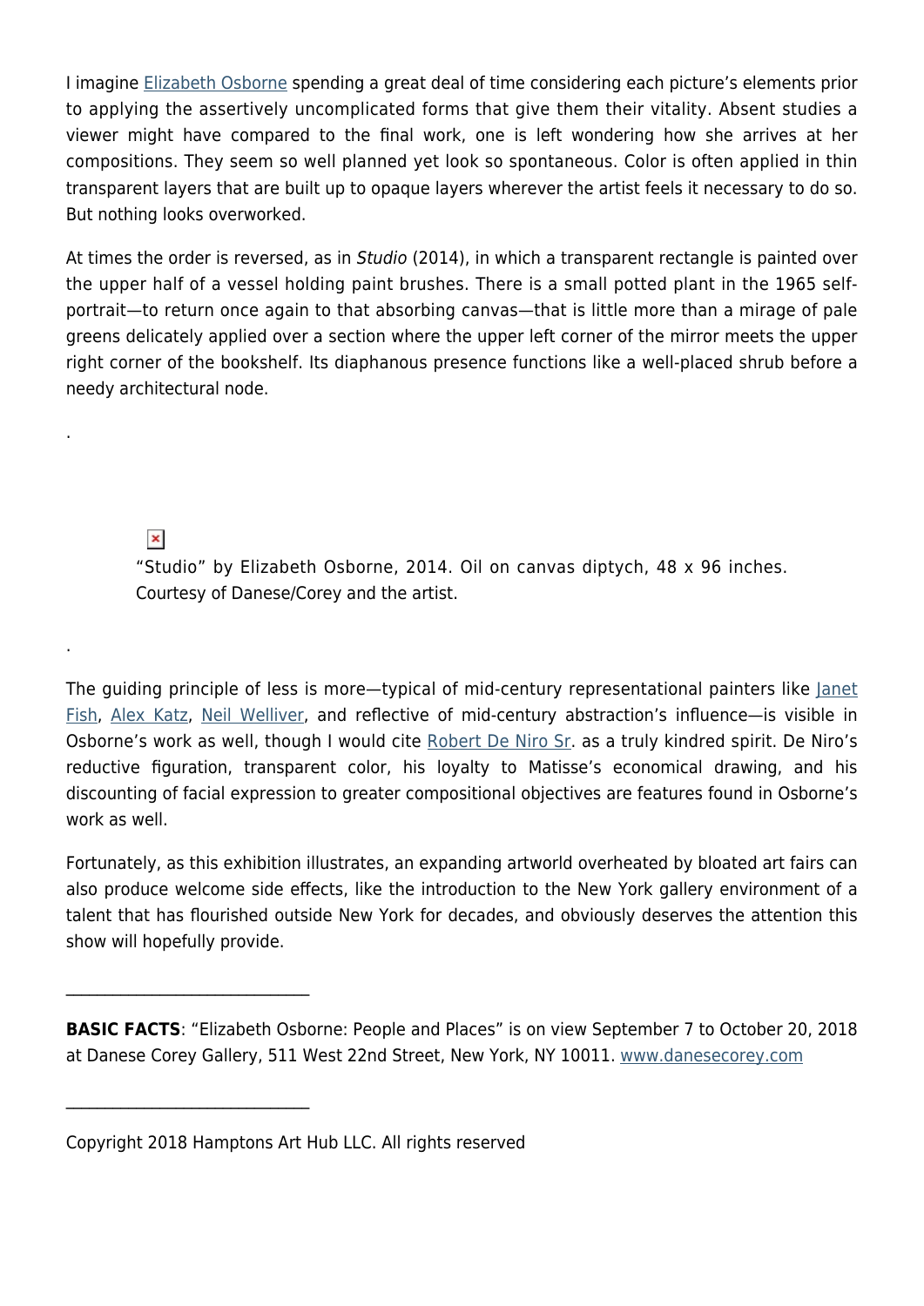I imagine Elizabeth Osborne spending a great deal of time considering each picture's elements prior to applying the assertively uncomplicated forms that give them their vitality. Absent studies a viewer might have compared to the final work, one is left wondering how she arrives at her compositions. They seem so well planned yet look so spontaneous. Color is often applied in thin transparent layers that are built up to opaque layers wherever the artist feels it necessary to do so. But nothing looks overworked.

At times the order is reversed, as in *Studio* (2014), in which a transparent rectangle is painted over the upper half of a vessel holding paint brushes. There is a small potted plant in the 1965 self-portrait—to return once again to that absorbing canvas—that is little more than a mirage of pale greens delicately applied over a section where the upper left corner of the mirror meets the upper right corner of the bookshelf. Its diaphanous presence functions like a well-placed shrub before a needy architectural node.

.

"Studio" by Elizabeth Osborne, 2014. Oil on canvas diptych, 48 x 96 inches. Courtesy of Danese/Corey and the artist.

.

The guiding principle of less is more—typical of mid-century representational painters like Janet Fish, Alex Katz, Neil Welliver, and reflective of mid-century abstraction's influence—is visible in Osborne's work as well, though I would cite Robert De Niro Sr. as a truly kindred spirit. De Niro's reductive figuration, transparent color, his loyalty to Matisse's economical drawing, and his discounting of facial expression to greater compositional objectives are features found in Osborne's work as well.

Fortunately, as this exhibition illustrates, an expanding artworld overheated by bloated art fairs can also produce welcome side effects, like the introduction to the New York gallery environment of a talent that has flourished outside New York for decades, and obviously deserves the attention this show will hopefully provide.

---

**BASIC FACTS**: "Elizabeth Osborne: People and Places" is on view September 7 to October 20, 2018 at Danese Corey Gallery, 511 West 22nd Street, New York, NY 10011. www.danesecorey.com

---

Copyright 2018 Hamptons Art Hub LLC. All rights reserved